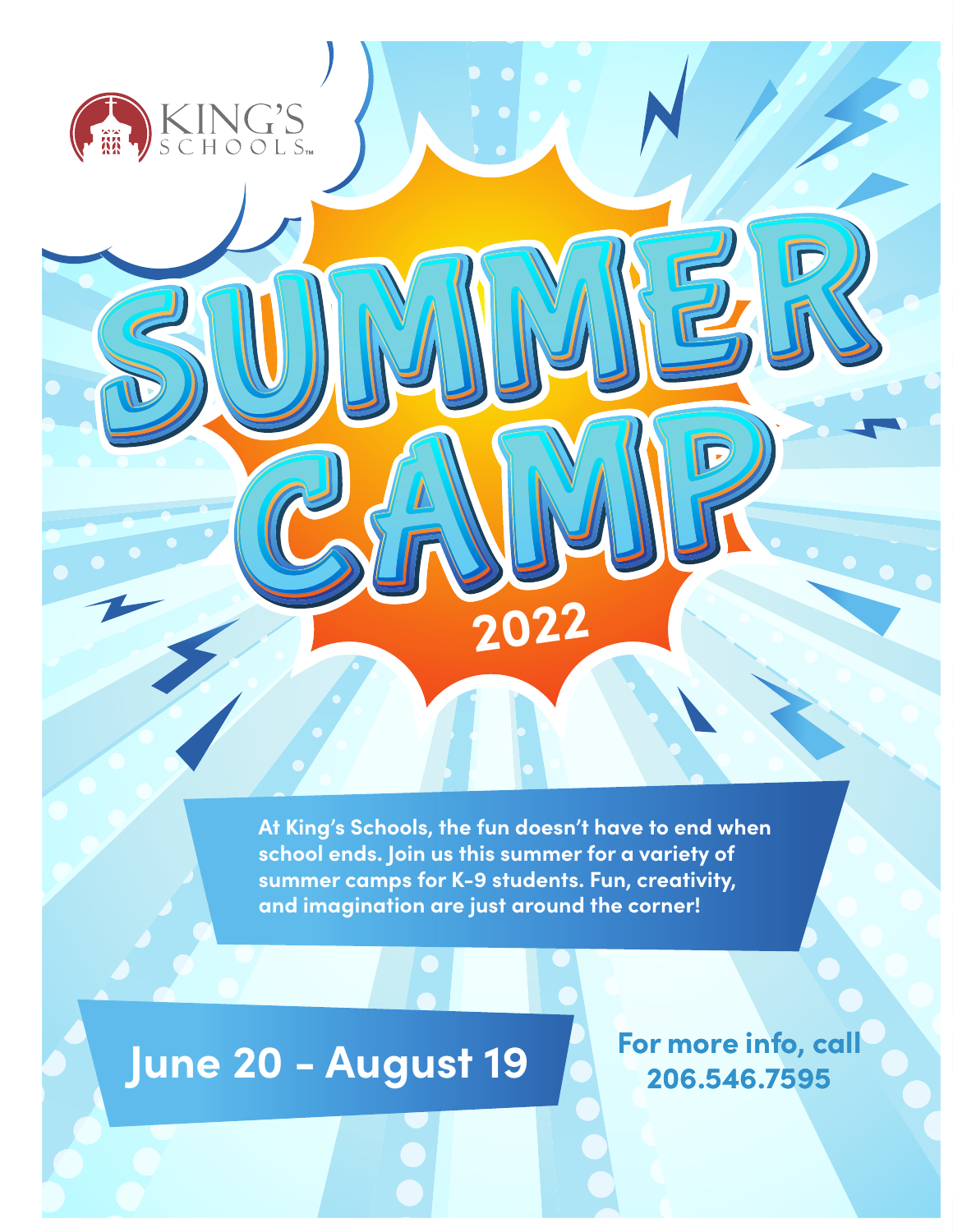KING'S SCHOOLS™

# SUMMER CAMP

## 2022

**At King's Schools, the fun doesn't have to end when school ends. Join us this summer for a variety of summer camps for K-9 students. Fun, creativity, and imagination are just around the corner!**

## June 20 - August 19

**For more info, call 206.546.7595**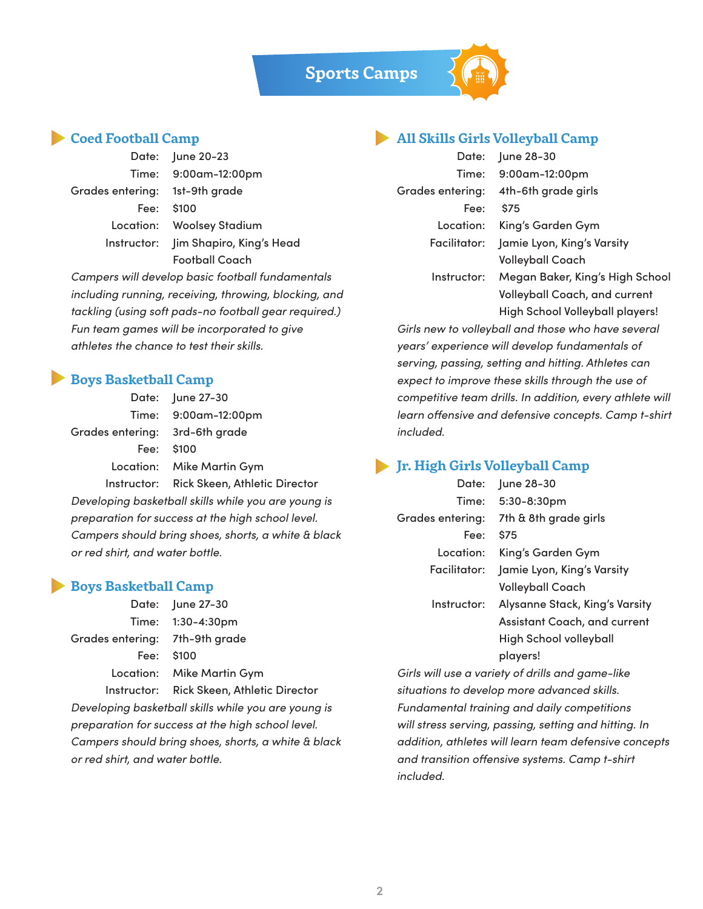# Sports Camps

## Coed Football Camp

Date: June 20-23
Time: 9:00am-12:00pm
Grades entering: 1st-9th grade
Fee: $100
Location: Woolsey Stadium
Instructor: Jim Shapiro, King's Head Football Coach

*Campers will develop basic football fundamentals including running, receiving, throwing, blocking, and tackling (using soft pads-no football gear required.) Fun team games will be incorporated to give athletes the chance to test their skills.*

## Boys Basketball Camp

Date: June 27-30
Time: 9:00am-12:00pm
Grades entering: 3rd-6th grade
Fee: $100
Location: Mike Martin Gym
Instructor: Rick Skeen, Athletic Director

*Developing basketball skills while you are young is preparation for success at the high school level. Campers should bring shoes, shorts, a white & black or red shirt, and water bottle.*

## Boys Basketball Camp

Date: June 27-30
Time: 1:30-4:30pm
Grades entering: 7th-9th grade
Fee: $100
Location: Mike Martin Gym
Instructor: Rick Skeen, Athletic Director

*Developing basketball skills while you are young is preparation for success at the high school level. Campers should bring shoes, shorts, a white & black or red shirt, and water bottle.*

## All Skills Girls Volleyball Camp

Date: June 28-30
Time: 9:00am-12:00pm
Grades entering: 4th-6th grade girls
Fee: $75
Location: King's Garden Gym
Facilitator: Jamie Lyon, King's Varsity Volleyball Coach
Instructor: Megan Baker, King's High School Volleyball Coach, and current High School Volleyball players!

*Girls new to volleyball and those who have several years' experience will develop fundamentals of serving, passing, setting and hitting. Athletes can expect to improve these skills through the use of competitive team drills. In addition, every athlete will learn offensive and defensive concepts. Camp t-shirt included.*

## Jr. High Girls Volleyball Camp

Date: June 28-30
Time: 5:30-8:30pm
Grades entering: 7th & 8th grade girls
Fee: $75
Location: King's Garden Gym
Facilitator: Jamie Lyon, King's Varsity Volleyball Coach
Instructor: Alysanne Stack, King's Varsity Assistant Coach, and current High School volleyball players!

*Girls will use a variety of drills and game-like situations to develop more advanced skills. Fundamental training and daily competitions will stress serving, passing, setting and hitting. In addition, athletes will learn team defensive concepts and transition offensive systems. Camp t-shirt included.*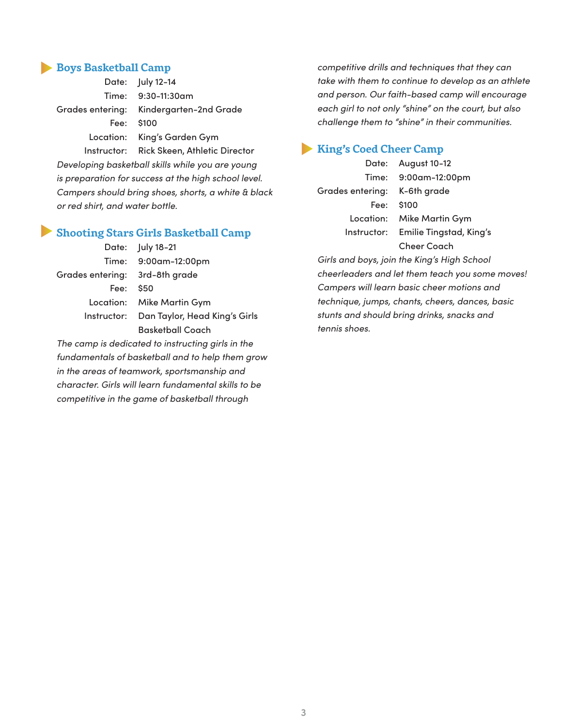## Boys Basketball Camp

Date: July 12-14
Time: 9:30-11:30am
Grades entering: Kindergarten-2nd Grade
Fee: $100
Location: King's Garden Gym
Instructor: Rick Skeen, Athletic Director

*Developing basketball skills while you are young is preparation for success at the high school level. Campers should bring shoes, shorts, a white & black or red shirt, and water bottle.*

## Shooting Stars Girls Basketball Camp

Date: July 18-21
Time: 9:00am-12:00pm
Grades entering: 3rd-8th grade
Fee: $50
Location: Mike Martin Gym
Instructor: Dan Taylor, Head King's Girls Basketball Coach

*The camp is dedicated to instructing girls in the fundamentals of basketball and to help them grow in the areas of teamwork, sportsmanship and character. Girls will learn fundamental skills to be competitive in the game of basketball through competitive drills and techniques that they can take with them to continue to develop as an athlete and person. Our faith-based camp will encourage each girl to not only "shine" on the court, but also challenge them to "shine" in their communities.*

## King's Coed Cheer Camp

Date: August 10-12
Time: 9:00am-12:00pm
Grades entering: K-6th grade
Fee: $100
Location: Mike Martin Gym
Instructor: Emilie Tingstad, King's Cheer Coach

*Girls and boys, join the King's High School cheerleaders and let them teach you some moves! Campers will learn basic cheer motions and technique, jumps, chants, cheers, dances, basic stunts and should bring drinks, snacks and tennis shoes.*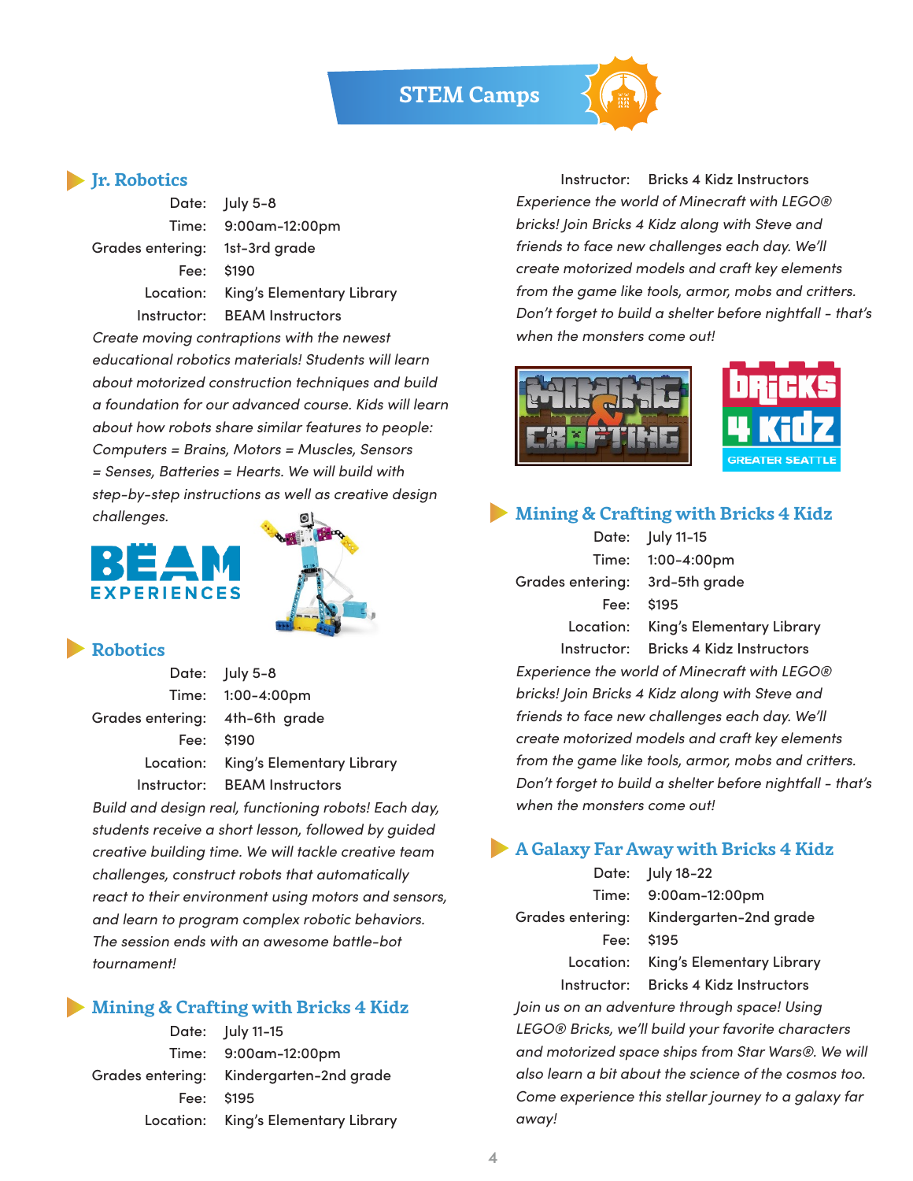# STEM Camps

## Jr. Robotics

Date: July 5-8
Time: 9:00am-12:00pm
Grades entering: 1st-3rd grade
Fee: $190
Location: King's Elementary Library
Instructor: BEAM Instructors

*Create moving contraptions with the newest educational robotics materials! Students will learn about motorized construction techniques and build a foundation for our advanced course. Kids will learn about how robots share similar features to people: Computers = Brains, Motors = Muscles, Sensors = Senses, Batteries = Hearts. We will build with step-by-step instructions as well as creative design challenges.*

## Robotics

Date: July 5-8
Time: 1:00-4:00pm
Grades entering: 4th-6th grade
Fee: $190
Location: King's Elementary Library
Instructor: BEAM Instructors

*Build and design real, functioning robots! Each day, students receive a short lesson, followed by guided creative building time. We will tackle creative team challenges, construct robots that automatically react to their environment using motors and sensors, and learn to program complex robotic behaviors. The session ends with an awesome battle-bot tournament!*

## Mining & Crafting with Bricks 4 Kidz

Date: July 11-15
Time: 9:00am-12:00pm
Grades entering: Kindergarten-2nd grade
Fee: $195
Location: King's Elementary Library
Instructor: Bricks 4 Kidz Instructors

*Experience the world of Minecraft with LEGO® bricks! Join Bricks 4 Kidz along with Steve and friends to face new challenges each day. We'll create motorized models and craft key elements from the game like tools, armor, mobs and critters. Don't forget to build a shelter before nightfall - that's when the monsters come out!*

## Mining & Crafting with Bricks 4 Kidz

Date: July 11-15
Time: 1:00-4:00pm
Grades entering: 3rd-5th grade
Fee: $195
Location: King's Elementary Library
Instructor: Bricks 4 Kidz Instructors

*Experience the world of Minecraft with LEGO® bricks! Join Bricks 4 Kidz along with Steve and friends to face new challenges each day. We'll create motorized models and craft key elements from the game like tools, armor, mobs and critters. Don't forget to build a shelter before nightfall - that's when the monsters come out!*

## A Galaxy Far Away with Bricks 4 Kidz

Date: July 18-22
Time: 9:00am-12:00pm
Grades entering: Kindergarten-2nd grade
Fee: $195
Location: King's Elementary Library
Instructor: Bricks 4 Kidz Instructors

*Join us on an adventure through space! Using LEGO® Bricks, we'll build your favorite characters and motorized space ships from Star Wars®. We will also learn a bit about the science of the cosmos too. Come experience this stellar journey to a galaxy far away!*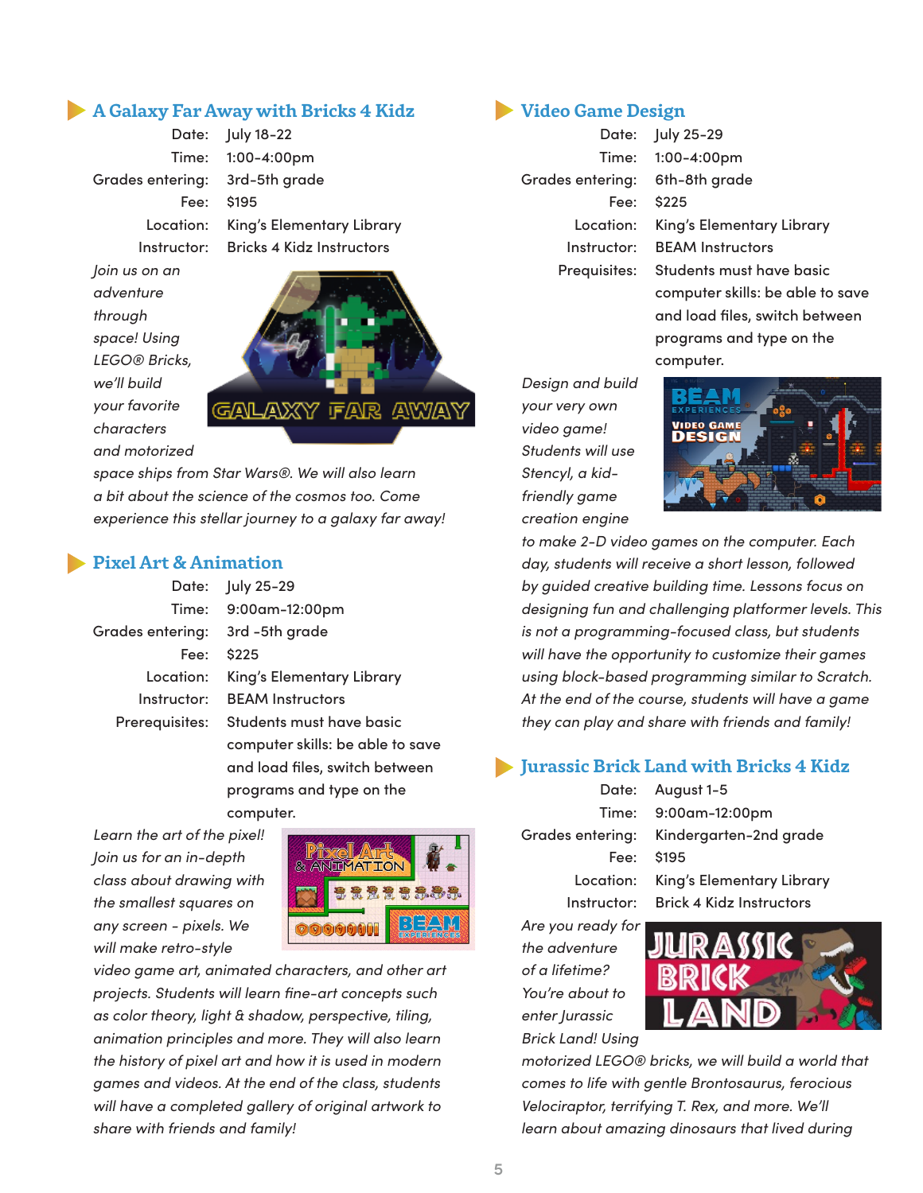## A Galaxy Far Away with Bricks 4 Kidz

Date: July 18-22
Time: 1:00-4:00pm
Grades entering: 3rd-5th grade
Fee: $195
Location: King's Elementary Library
Instructor: Bricks 4 Kidz Instructors

*Join us on an adventure through space! Using LEGO® Bricks, we'll build your favorite characters and motorized space ships from Star Wars®. We will also learn a bit about the science of the cosmos too. Come experience this stellar journey to a galaxy far away!*

## Pixel Art & Animation

Date: July 25-29
Time: 9:00am-12:00pm
Grades entering: 3rd -5th grade
Fee: $225
Location: King's Elementary Library
Instructor: BEAM Instructors
Prerequisites: Students must have basic computer skills: be able to save and load files, switch between programs and type on the computer.

*Learn the art of the pixel! Join us for an in-depth class about drawing with the smallest squares on any screen - pixels. We will make retro-style video game art, animated characters, and other art projects. Students will learn fine-art concepts such as color theory, light & shadow, perspective, tiling, animation principles and more. They will also learn the history of pixel art and how it is used in modern games and videos. At the end of the class, students will have a completed gallery of original artwork to share with friends and family!*

## Video Game Design

Date: July 25-29
Time: 1:00-4:00pm
Grades entering: 6th-8th grade
Fee: $225
Location: King's Elementary Library
Instructor: BEAM Instructors
Prequisites: Students must have basic computer skills: be able to save and load files, switch between programs and type on the computer.

*Design and build your very own video game! Students will use Stencyl, a kid-friendly game creation engine to make 2-D video games on the computer. Each day, students will receive a short lesson, followed by guided creative building time. Lessons focus on designing fun and challenging platformer levels. This is not a programming-focused class, but students will have the opportunity to customize their games using block-based programming similar to Scratch. At the end of the course, students will have a game they can play and share with friends and family!*

## Jurassic Brick Land with Bricks 4 Kidz

Date: August 1-5
Time: 9:00am-12:00pm
Grades entering: Kindergarten-2nd grade
Fee: $195
Location: King's Elementary Library
Instructor: Brick 4 Kidz Instructors

*Are you ready for the adventure of a lifetime? You're about to enter Jurassic Brick Land! Using motorized LEGO® bricks, we will build a world that comes to life with gentle Brontosaurus, ferocious Velociraptor, terrifying T. Rex, and more. We'll learn about amazing dinosaurs that lived during*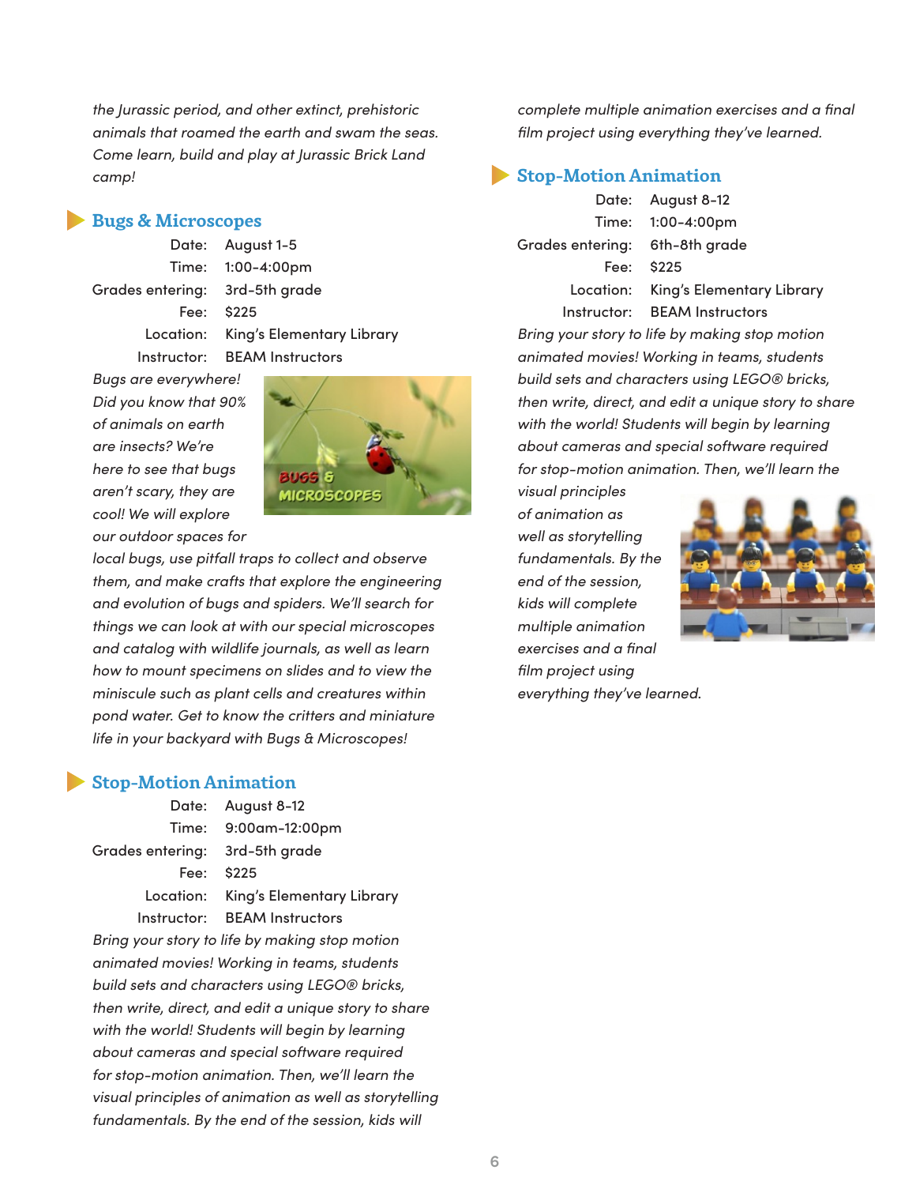*the Jurassic period, and other extinct, prehistoric animals that roamed the earth and swam the seas. Come learn, build and play at Jurassic Brick Land camp!*

## Bugs & Microscopes

Date: August 1-5
Time: 1:00-4:00pm
Grades entering: 3rd-5th grade
Fee: $225
Location: King's Elementary Library
Instructor: BEAM Instructors

*Bugs are everywhere! Did you know that 90% of animals on earth are insects? We're here to see that bugs aren't scary, they are cool! We will explore our outdoor spaces for local bugs, use pitfall traps to collect and observe them, and make crafts that explore the engineering and evolution of bugs and spiders. We'll search for things we can look at with our special microscopes and catalog with wildlife journals, as well as learn how to mount specimens on slides and to view the miniscule such as plant cells and creatures within pond water. Get to know the critters and miniature life in your backyard with Bugs & Microscopes!*

## Stop-Motion Animation

Date: August 8-12
Time: 9:00am-12:00pm
Grades entering: 3rd-5th grade
Fee: $225
Location: King's Elementary Library
Instructor: BEAM Instructors

*Bring your story to life by making stop motion animated movies! Working in teams, students build sets and characters using LEGO® bricks, then write, direct, and edit a unique story to share with the world! Students will begin by learning about cameras and special software required for stop-motion animation. Then, we'll learn the visual principles of animation as well as storytelling fundamentals. By the end of the session, kids will complete multiple animation exercises and a final film project using everything they've learned.*

## Stop-Motion Animation

Date: August 8-12
Time: 1:00-4:00pm
Grades entering: 6th-8th grade
Fee: $225
Location: King's Elementary Library
Instructor: BEAM Instructors

*Bring your story to life by making stop motion animated movies! Working in teams, students build sets and characters using LEGO® bricks, then write, direct, and edit a unique story to share with the world! Students will begin by learning about cameras and special software required for stop-motion animation. Then, we'll learn the visual principles of animation as well as storytelling fundamentals. By the end of the session, kids will complete multiple animation exercises and a final film project using everything they've learned.*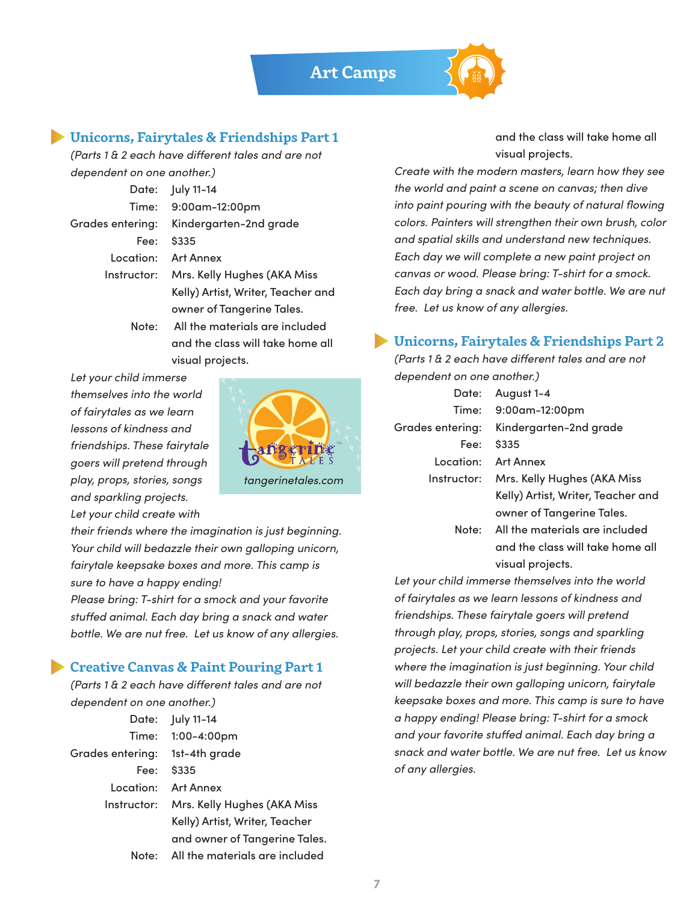# Art Camps

## Unicorns, Fairytales & Friendships Part 1

*(Parts 1 & 2 each have different tales and are not dependent on one another.)*

| | |
|---|---|
| Date: | July 11-14 |
| Time: | 9:00am-12:00pm |
| Grades entering: | Kindergarten-2nd grade |
| Fee: | $335 |
| Location: | Art Annex |
| Instructor: | Mrs. Kelly Hughes (AKA Miss Kelly) Artist, Writer, Teacher and owner of Tangerine Tales. |
| Note: | All the materials are included and the class will take home all visual projects. |

*Let your child immerse themselves into the world of fairytales as we learn lessons of kindness and friendships. These fairytale goers will pretend through play, props, stories, songs and sparkling projects. Let your child create with their friends where the imagination is just beginning. Your child will bedazzle their own galloping unicorn, fairytale keepsake boxes and more. This camp is sure to have a happy ending!*
*Please bring: T-shirt for a smock and your favorite stuffed animal. Each day bring a snack and water bottle. We are nut free. Let us know of any allergies.*

tangerine TALES
*tangerinetales.com*

## Creative Canvas & Paint Pouring Part 1

*(Parts 1 & 2 each have different tales and are not dependent on one another.)*

| | |
|---|---|
| Date: | July 11-14 |
| Time: | 1:00-4:00pm |
| Grades entering: | 1st-4th grade |
| Fee: | $335 |
| Location: | Art Annex |
| Instructor: | Mrs. Kelly Hughes (AKA Miss Kelly) Artist, Writer, Teacher and owner of Tangerine Tales. |
| Note: | All the materials are included and the class will take home all visual projects. |

*Create with the modern masters, learn how they see the world and paint a scene on canvas; then dive into paint pouring with the beauty of natural flowing colors. Painters will strengthen their own brush, color and spatial skills and understand new techniques. Each day we will complete a new paint project on canvas or wood. Please bring: T-shirt for a smock. Each day bring a snack and water bottle. We are nut free. Let us know of any allergies.*

## Unicorns, Fairytales & Friendships Part 2

*(Parts 1 & 2 each have different tales and are not dependent on one another.)*

| | |
|---|---|
| Date: | August 1-4 |
| Time: | 9:00am-12:00pm |
| Grades entering: | Kindergarten-2nd grade |
| Fee: | $335 |
| Location: | Art Annex |
| Instructor: | Mrs. Kelly Hughes (AKA Miss Kelly) Artist, Writer, Teacher and owner of Tangerine Tales. |
| Note: | All the materials are included and the class will take home all visual projects. |

*Let your child immerse themselves into the world of fairytales as we learn lessons of kindness and friendships. These fairytale goers will pretend through play, props, stories, songs and sparkling projects. Let your child create with their friends where the imagination is just beginning. Your child will bedazzle their own galloping unicorn, fairytale keepsake boxes and more. This camp is sure to have a happy ending! Please bring: T-shirt for a smock and your favorite stuffed animal. Each day bring a snack and water bottle. We are nut free. Let us know of any allergies.*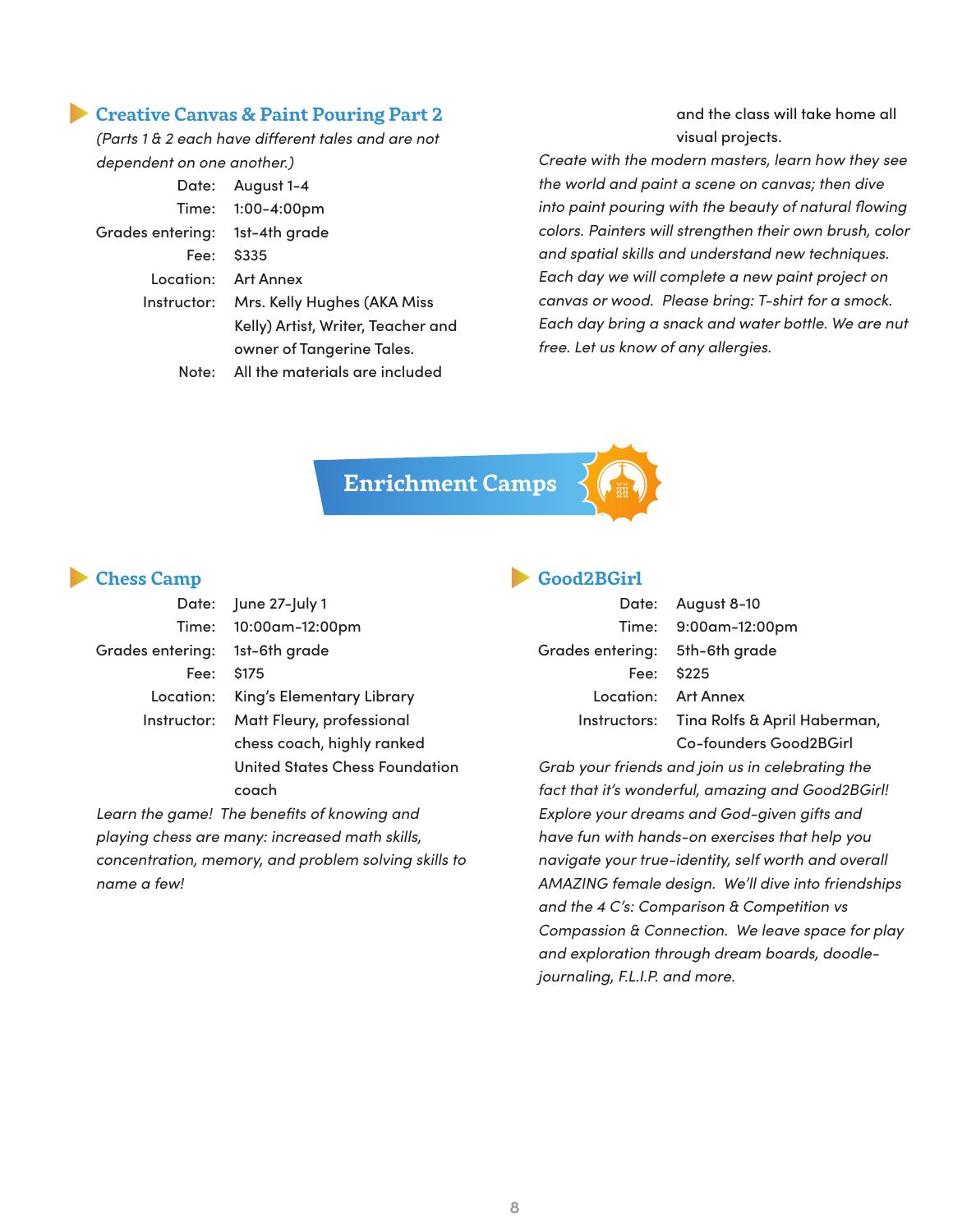### Creative Canvas & Paint Pouring Part 2

*(Parts 1 & 2 each have different tales and are not dependent on one another.)*

| | |
|---|---|
| Date: | August 1-4 |
| Time: | 1:00-4:00pm |
| Grades entering: | 1st-4th grade |
| Fee: | $335 |
| Location: | Art Annex |
| Instructor: | Mrs. Kelly Hughes (AKA Miss Kelly) Artist, Writer, Teacher and owner of Tangerine Tales. |
| Note: | All the materials are included and the class will take home all visual projects. |

*Create with the modern masters, learn how they see the world and paint a scene on canvas; then dive into paint pouring with the beauty of natural flowing colors. Painters will strengthen their own brush, color and spatial skills and understand new techniques. Each day we will complete a new paint project on canvas or wood. Please bring: T-shirt for a smock. Each day bring a snack and water bottle. We are nut free. Let us know of any allergies.*

## Enrichment Camps

### Chess Camp

| | |
|---|---|
| Date: | June 27-July 1 |
| Time: | 10:00am-12:00pm |
| Grades entering: | 1st-6th grade |
| Fee: | $175 |
| Location: | King's Elementary Library |
| Instructor: | Matt Fleury, professional chess coach, highly ranked United States Chess Foundation coach |

*Learn the game! The benefits of knowing and playing chess are many: increased math skills, concentration, memory, and problem solving skills to name a few!*

### Good2BGirl

| | |
|---|---|
| Date: | August 8-10 |
| Time: | 9:00am-12:00pm |
| Grades entering: | 5th-6th grade |
| Fee: | $225 |
| Location: | Art Annex |
| Instructors: | Tina Rolfs & April Haberman, Co-founders Good2BGirl |

*Grab your friends and join us in celebrating the fact that it's wonderful, amazing and Good2BGirl! Explore your dreams and God-given gifts and have fun with hands-on exercises that help you navigate your true-identity, self worth and overall AMAZING female design. We'll dive into friendships and the 4 C's: Comparison & Competition vs Compassion & Connection. We leave space for play and exploration through dream boards, doodle-journaling, F.L.I.P. and more.*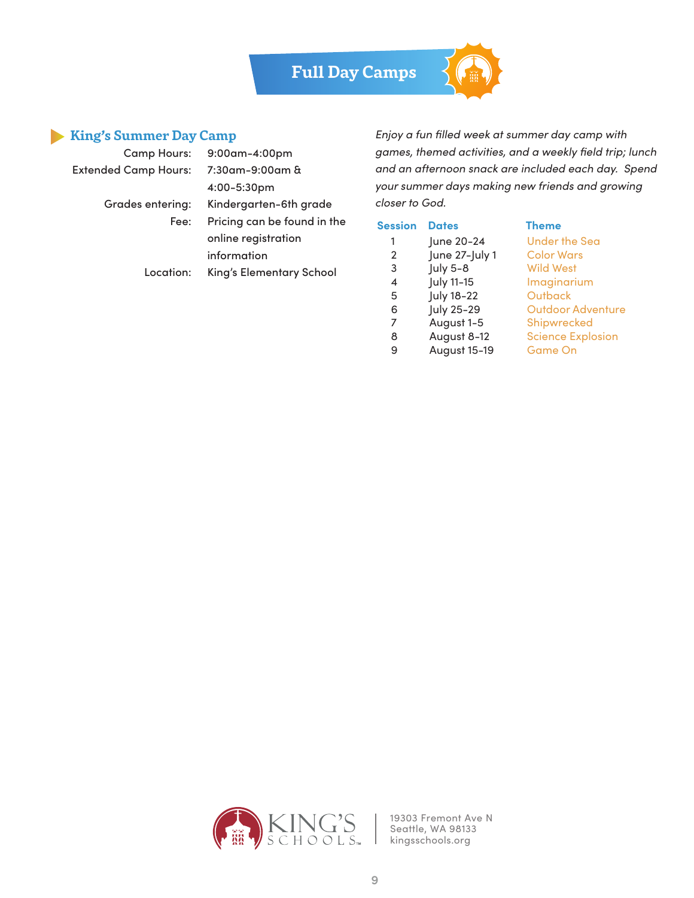# Full Day Camps

## King's Summer Day Camp

| | |
|---|---|
| Camp Hours: | 9:00am-4:00pm |
| Extended Camp Hours: | 7:30am-9:00am & 4:00-5:30pm |
| Grades entering: | Kindergarten-6th grade |
| Fee: | Pricing can be found in the online registration information |
| Location: | King's Elementary School |

*Enjoy a fun filled week at summer day camp with games, themed activities, and a weekly field trip; lunch and an afternoon snack are included each day. Spend your summer days making new friends and growing closer to God.*

| Session | Dates | Theme |
|---|---|---|
| 1 | June 20-24 | Under the Sea |
| 2 | June 27-July 1 | Color Wars |
| 3 | July 5-8 | Wild West |
| 4 | July 11-15 | Imaginarium |
| 5 | July 18-22 | Outback |
| 6 | July 25-29 | Outdoor Adventure |
| 7 | August 1-5 | Shipwrecked |
| 8 | August 8-12 | Science Explosion |
| 9 | August 15-19 | Game On |

KING'S SCHOOLS

19303 Fremont Ave N
Seattle, WA 98133
kingsschools.org